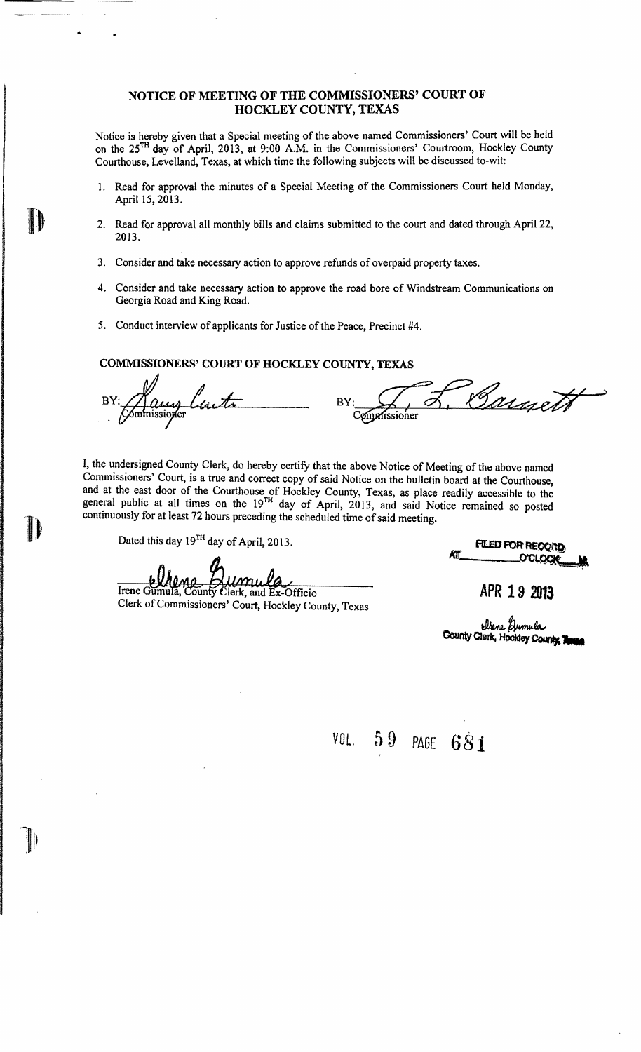# NOTICE OF MEETING OF THE COMMISSIONERS' COURT OF HOCKLEY COUNTY, TEXAS

Notice is hereby given that a Special meeting of the above named Commissioners' Court will be held on the 25[TH] day of April, 2013, at 9:00 A.M. in the Commissioners' Courtroom, Hockley County Courthouse, Levelland, Texas, at which time the following subjects will be discussed to-wit:

1. Read for approval the minutes of a Special Meeting of the Commissioners Court held Monday, April 15, 2013.
2. Read for approval all monthly bills and claims submitted to the court and dated through April 22, 2013.
3. Consider and take necessary action to approve refunds of overpaid property taxes.
4. Consider and take necessary action to approve the road bore of Windstream Communications on Georgia Road and King Road.
5. Conduct interview of applicants for Justice of the Peace, Precinct #4.

**COMMISSIONERS' COURT OF HOCKLEY COUNTY, TEXAS**

BY: Larry Carter
Commissioner

BY: J. L. Barnett
Commissioner

I, the undersigned County Clerk, do hereby certify that the above Notice of Meeting of the above named Commissioners' Court, is a true and correct copy of said Notice on the bulletin board at the Courthouse, and at the east door of the Courthouse of Hockley County, Texas, as place readily accessible to the general public at all times on the 19[TH] day of April, 2013, and said Notice remained so posted continuously for at least 72 hours preceding the scheduled time of said meeting.

Dated this day 19[TH] day of April, 2013.

Irene Gumula
Irene Gumula, County Clerk, and Ex-Officio
Clerk of Commissioners' Court, Hockley County, Texas

FILED FOR RECORD
AT ______ O'CLOCK ___ M.

APR 19 2013

Irene Gumula
County Clerk, Hockley County, Texas

VOL. 59 PAGE 681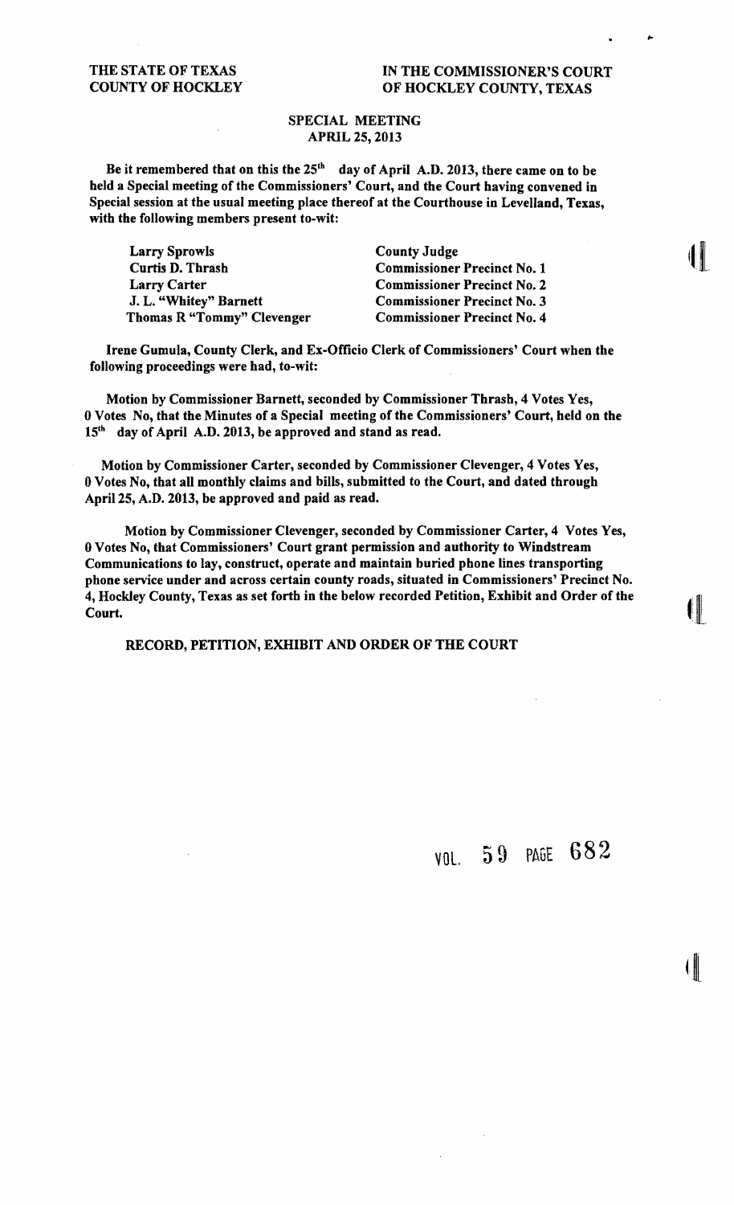THE STATE OF TEXAS
COUNTY OF HOCKLEY

IN THE COMMISSIONER'S COURT
OF HOCKLEY COUNTY, TEXAS

**SPECIAL MEETING**
**APRIL 25, 2013**

**Be it remembered that on this the 25th day of April A.D. 2013, there came on to be held a Special meeting of the Commissioners' Court, and the Court having convened in Special session at the usual meeting place thereof at the Courthouse in Levelland, Texas, with the following members present to-wit:**

| | |
|---|---|
| Larry Sprowls | County Judge |
| Curtis D. Thrash | Commissioner Precinct No. 1 |
| Larry Carter | Commissioner Precinct No. 2 |
| J. L. "Whitey" Barnett | Commissioner Precinct No. 3 |
| Thomas R "Tommy" Clevenger | Commissioner Precinct No. 4 |

**Irene Gumula, County Clerk, and Ex-Officio Clerk of Commissioners' Court when the following proceedings were had, to-wit:**

**Motion by Commissioner Barnett, seconded by Commissioner Thrash, 4 Votes Yes, 0 Votes No, that the Minutes of a Special meeting of the Commissioners' Court, held on the 15th day of April A.D. 2013, be approved and stand as read.**

**Motion by Commissioner Carter, seconded by Commissioner Clevenger, 4 Votes Yes, 0 Votes No, that all monthly claims and bills, submitted to the Court, and dated through April 25, A.D. 2013, be approved and paid as read.**

**Motion by Commissioner Clevenger, seconded by Commissioner Carter, 4 Votes Yes, 0 Votes No, that Commissioners' Court grant permission and authority to Windstream Communications to lay, construct, operate and maintain buried phone lines transporting phone service under and across certain county roads, situated in Commissioners' Precinct No. 4, Hockley County, Texas as set forth in the below recorded Petition, Exhibit and Order of the Court.**

**RECORD, PETITION, EXHIBIT AND ORDER OF THE COURT**

VOL. 59 PAGE 682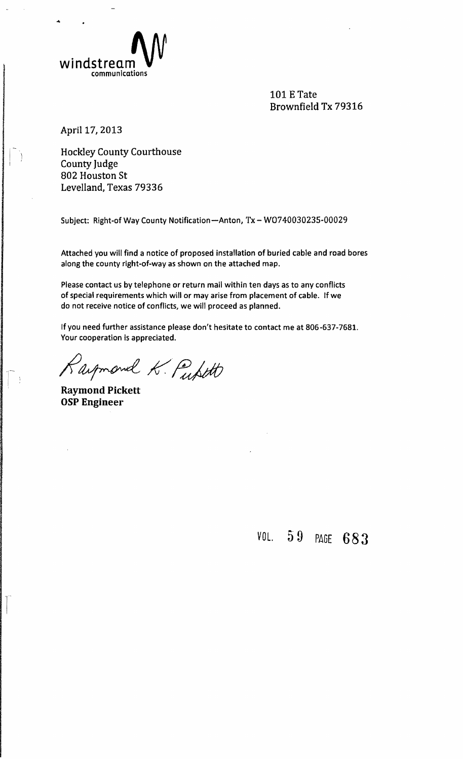windstream communications

101 E Tate
Brownfield Tx 79316

April 17, 2013

Hockley County Courthouse
County Judge
802 Houston St
Levelland, Texas 79336

Subject: Right-of Way County Notification—Anton, Tx – WO740030235-00029

Attached you will find a notice of proposed installation of buried cable and road bores along the county right-of-way as shown on the attached map.

Please contact us by telephone or return mail within ten days as to any conflicts of special requirements which will or may arise from placement of cable. If we do not receive notice of conflicts, we will proceed as planned.

If you need further assistance please don't hesitate to contact me at 806-637-7681. Your cooperation is appreciated.

Raymond K. Pickett

**Raymond Pickett**
**OSP Engineer**

VOL. 59 PAGE 683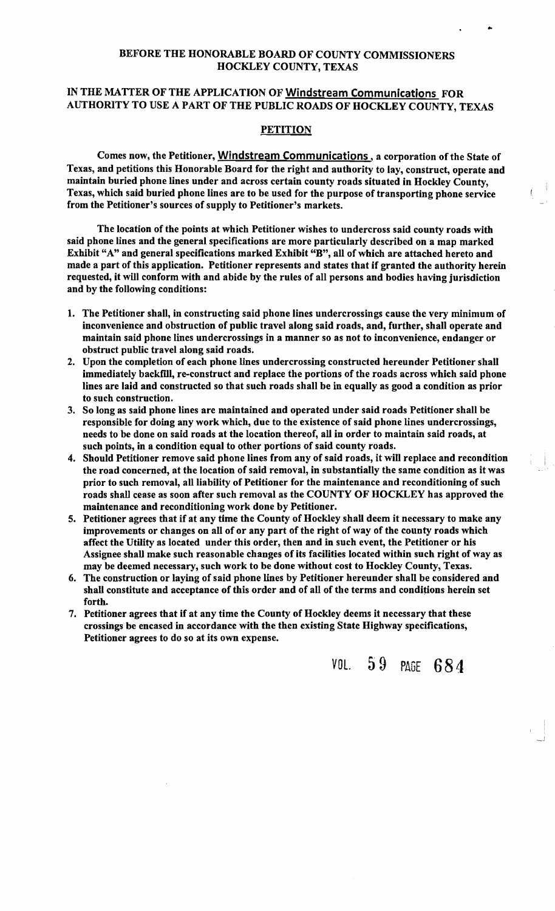**BEFORE THE HONORABLE BOARD OF COUNTY COMMISSIONERS**
**HOCKLEY COUNTY, TEXAS**

**IN THE MATTER OF THE APPLICATION OF Windstream Communications FOR AUTHORITY TO USE A PART OF THE PUBLIC ROADS OF HOCKLEY COUNTY, TEXAS**

## PETITION

**Comes now, the Petitioner, Windstream Communications, a corporation of the State of Texas, and petitions this Honorable Board for the right and authority to lay, construct, operate and maintain buried phone lines under and across certain county roads situated in Hockley County, Texas, which said buried phone lines are to be used for the purpose of transporting phone service from the Petitioner's sources of supply to Petitioner's markets.**

**The location of the points at which Petitioner wishes to undercross said county roads with said phone lines and the general specifications are more particularly described on a map marked Exhibit "A" and general specifications marked Exhibit "B", all of which are attached hereto and made a part of this application. Petitioner represents and states that if granted the authority herein requested, it will conform with and abide by the rules of all persons and bodies having jurisdiction and by the following conditions:**

1. **The Petitioner shall, in constructing said phone lines undercrossings cause the very minimum of inconvenience and obstruction of public travel along said roads, and, further, shall operate and maintain said phone lines undercrossings in a manner so as not to inconvenience, endanger or obstruct public travel along said roads.**
2. **Upon the completion of each phone lines undercrossing constructed hereunder Petitioner shall immediately backfill, re-construct and replace the portions of the roads across which said phone lines are laid and constructed so that such roads shall be in equally as good a condition as prior to such construction.**
3. **So long as said phone lines are maintained and operated under said roads Petitioner shall be responsible for doing any work which, due to the existence of said phone lines undercrossings, needs to be done on said roads at the location thereof, all in order to maintain said roads, at such points, in a condition equal to other portions of said county roads.**
4. **Should Petitioner remove said phone lines from any of said roads, it will replace and recondition the road concerned, at the location of said removal, in substantially the same condition as it was prior to such removal, all liability of Petitioner for the maintenance and reconditioning of such roads shall cease as soon after such removal as the COUNTY OF HOCKLEY has approved the maintenance and reconditioning work done by Petitioner.**
5. **Petitioner agrees that if at any time the County of Hockley shall deem it necessary to make any improvements or changes on all of or any part of the right of way of the county roads which affect the Utility as located under this order, then and in such event, the Petitioner or his Assignee shall make such reasonable changes of its facilities located within such right of way as may be deemed necessary, such work to be done without cost to Hockley County, Texas.**
6. **The construction or laying of said phone lines by Petitioner hereunder shall be considered and shall constitute and acceptance of this order and of all of the terms and conditions herein set forth.**
7. **Petitioner agrees that if at any time the County of Hockley deems it necessary that these crossings be encased in accordance with the then existing State Highway specifications, Petitioner agrees to do so at its own expense.**

VOL. 59 PAGE 684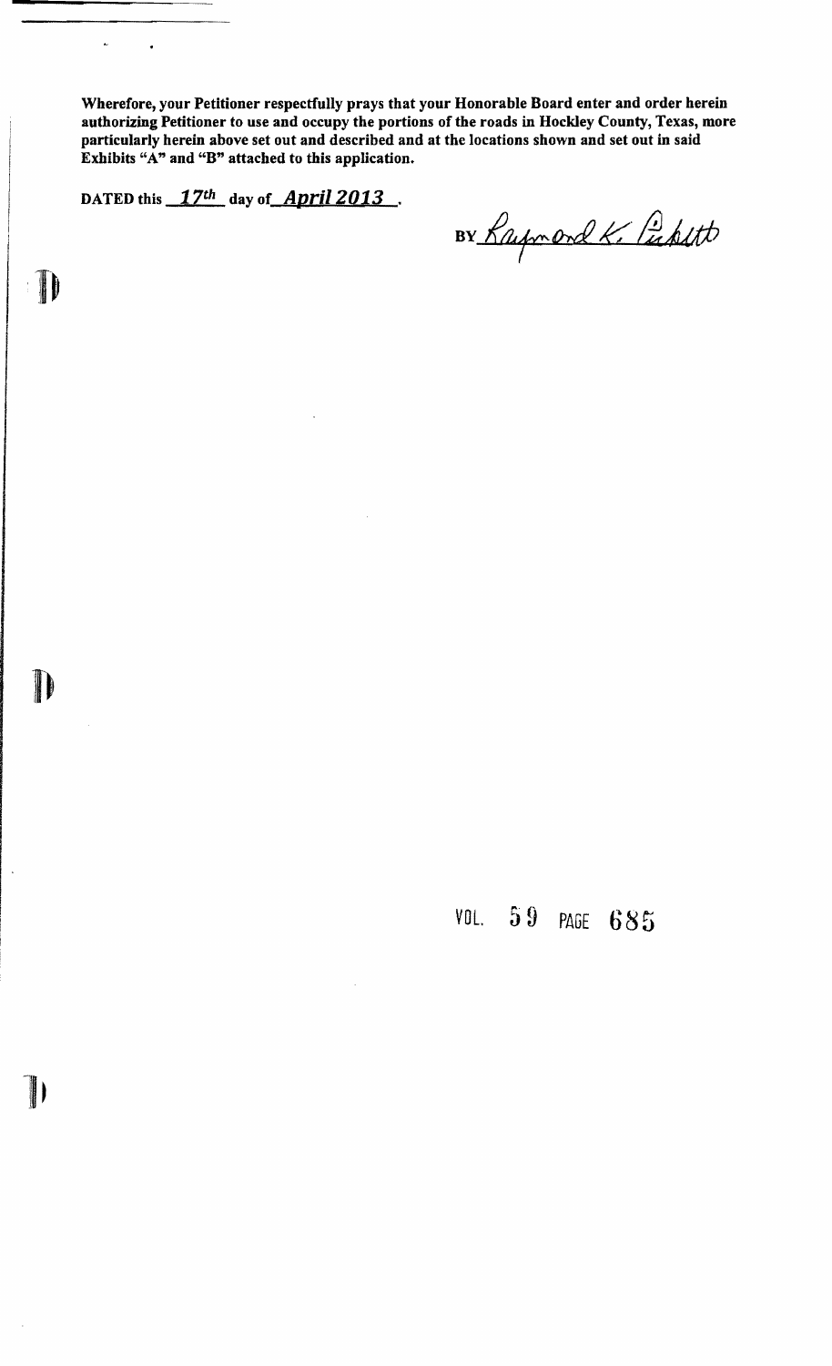**Wherefore, your Petitioner respectfully prays that your Honorable Board enter and order herein authorizing Petitioner to use and occupy the portions of the roads in Hockley County, Texas, more particularly herein above set out and described and at the locations shown and set out in said Exhibits "A" and "B" attached to this application.**

**DATED this** ***17th*** **day of** ***April 2013*** **.**

BY Raymond K. Pickett

VOL. 59 PAGE 685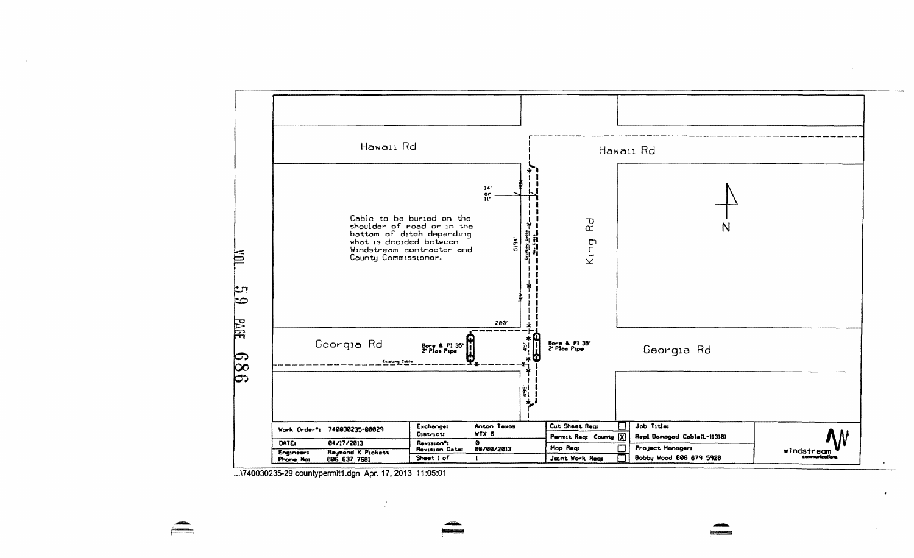Hawaii Rd

Hawaii Rd

King Rd

N

14' or 11'

ROW

Cable to be buried on the shoulder of road or in the bottom of ditch depending what is decided between Windstream contractor and County Commissioner.

5194'

Existing Cable

New Cable

ROW

200'

Georgia Rd

Bore & Pl 35' 2" Plas Pipe

45'

Bore & Pl 35' 2" Plas Pipe

Georgia Rd

Existing Cable

495'

VOL 59 PAGE 686

| Work Order#: | 740030235-00029 | Exchange: | Anton Texas | Cut Sheet Req: | ☐ | Job Title: |
|---|---|---|---|---|---|---|
| | | District: | WTX 6 | Permit Req: County | ☒ | Repl Damaged Cable(L-11318) |
| DATE: | 04/17/2013 | Revision#: | 0 | Map Req: | ☐ | Project Manager: |
| Engineer: | Raymond K Pickett | Revision Date: | 00/00/2013 | | | |
| Phone No: | 806 637 7681 | Sheet 1 of | 1 | Joint Work Req: | ☐ | Bobby Wood 806 679 5928 |

windstream communications

...\740030235-29 countypermit1.dgn Apr. 17, 2013 11:05:01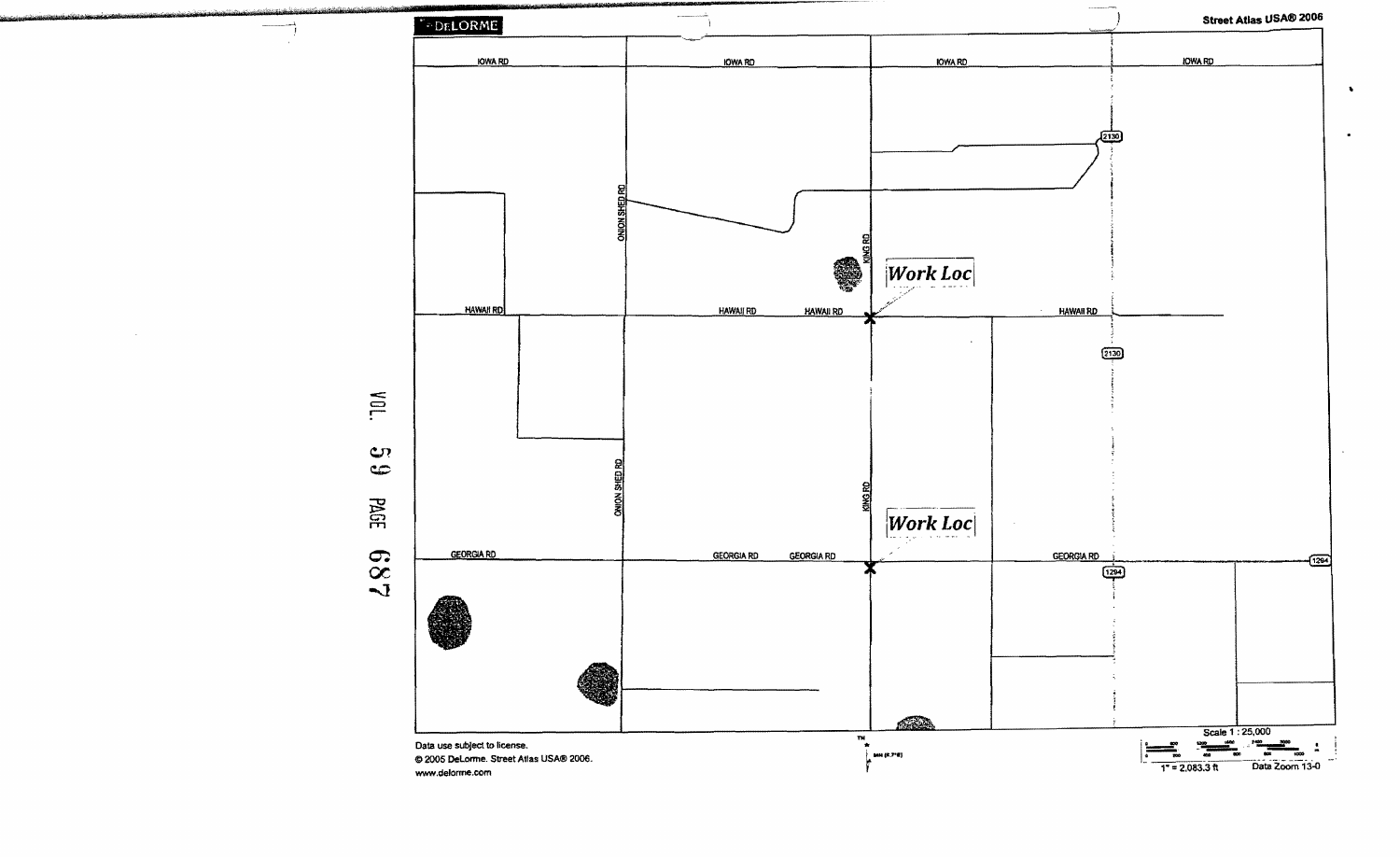DELORME

Street Atlas USA® 2006

IOWA RD

IOWA RD

IOWA RD

IOWA RD

2130

ONION SHED RD

KING RD

Work Loc

HAWAII RD

HAWAII RD

HAWAII RD

HAWAII RD

2130

ONION SHED RD

KING RD

Work Loc

GEORGIA RD

GEORGIA RD

GEORGIA RD

GEORGIA RD

1294

1294

VOL. 59 PAGE 687

Data use subject to license.

© 2005 DeLorme. Street Atlas USA® 2006.

www.delorme.com

Scale 1 : 25,000

1" = 2,083.3 ft

Data Zoom 13-0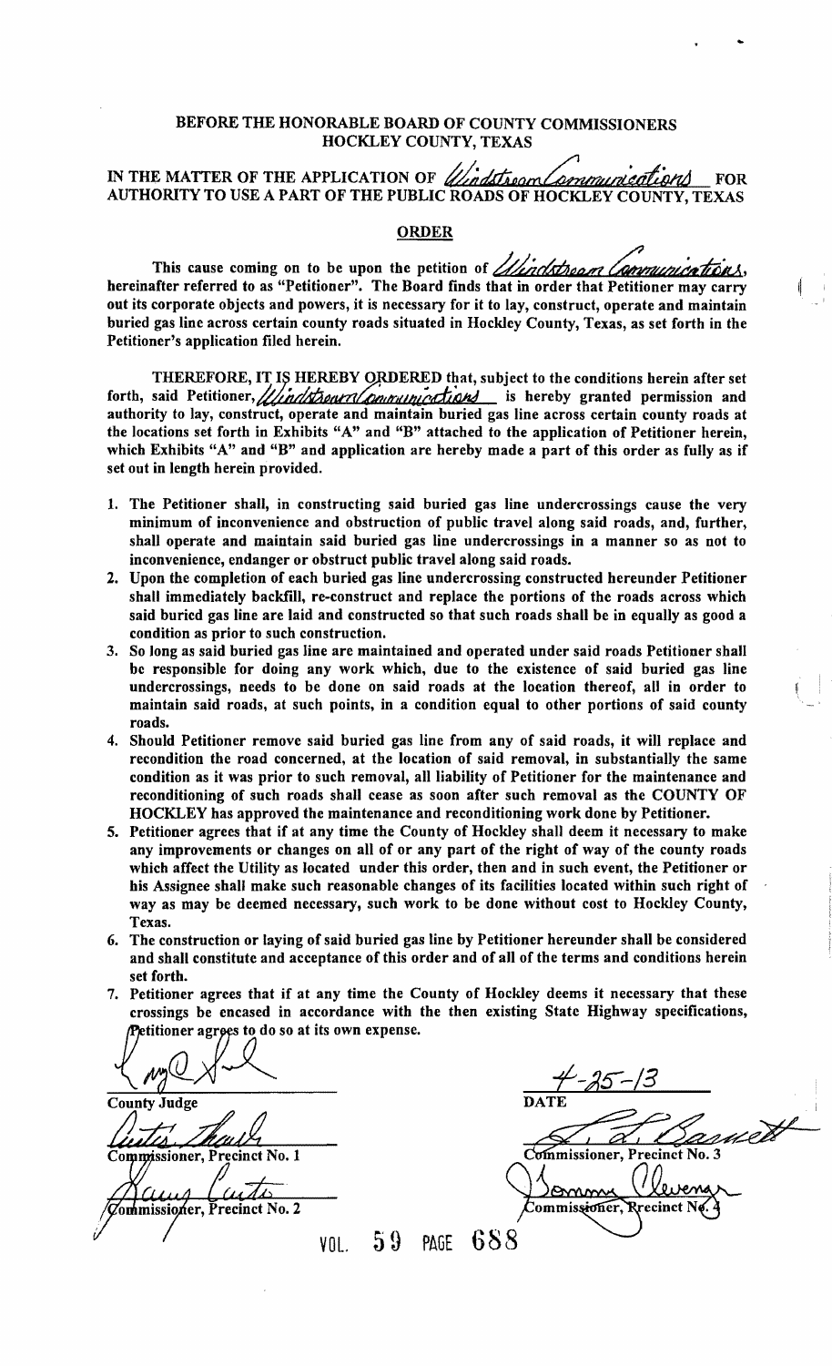# BEFORE THE HONORABLE BOARD OF COUNTY COMMISSIONERS
## HOCKLEY COUNTY, TEXAS

**IN THE MATTER OF THE APPLICATION OF** *Windstream Communications* **FOR AUTHORITY TO USE A PART OF THE PUBLIC ROADS OF HOCKLEY COUNTY, TEXAS**

## ORDER

**This cause coming on to be upon the petition of** *Windstream Communications*, **hereinafter referred to as "Petitioner". The Board finds that in order that Petitioner may carry out its corporate objects and powers, it is necessary for it to lay, construct, operate and maintain buried gas line across certain county roads situated in Hockley County, Texas, as set forth in the Petitioner's application filed herein.**

**THEREFORE, IT IS HEREBY ORDERED that, subject to the conditions herein after set forth, said Petitioner,** *Windstream Communications* **is hereby granted permission and authority to lay, construct, operate and maintain buried gas line across certain county roads at the locations set forth in Exhibits "A" and "B" attached to the application of Petitioner herein, which Exhibits "A" and "B" and application are hereby made a part of this order as fully as if set out in length herein provided.**

1. **The Petitioner shall, in constructing said buried gas line undercrossings cause the very minimum of inconvenience and obstruction of public travel along said roads, and, further, shall operate and maintain said buried gas line undercrossings in a manner so as not to inconvenience, endanger or obstruct public travel along said roads.**
2. **Upon the completion of each buried gas line undercrossing constructed hereunder Petitioner shall immediately backfill, re-construct and replace the portions of the roads across which said buried gas line are laid and constructed so that such roads shall be in equally as good a condition as prior to such construction.**
3. **So long as said buried gas line are maintained and operated under said roads Petitioner shall be responsible for doing any work which, due to the existence of said buried gas line undercrossings, needs to be done on said roads at the location thereof, all in order to maintain said roads, at such points, in a condition equal to other portions of said county roads.**
4. **Should Petitioner remove said buried gas line from any of said roads, it will replace and recondition the road concerned, at the location of said removal, in substantially the same condition as it was prior to such removal, all liability of Petitioner for the maintenance and reconditioning of such roads shall cease as soon after such removal as the COUNTY OF HOCKLEY has approved the maintenance and reconditioning work done by Petitioner.**
5. **Petitioner agrees that if at any time the County of Hockley shall deem it necessary to make any improvements or changes on all of or any part of the right of way of the county roads which affect the Utility as located under this order, then and in such event, the Petitioner or his Assignee shall make such reasonable changes of its facilities located within such right of way as may be deemed necessary, such work to be done without cost to Hockley County, Texas.**
6. **The construction or laying of said buried gas line by Petitioner hereunder shall be considered and shall constitute and acceptance of this order and of all of the terms and conditions herein set forth.**
7. **Petitioner agrees that if at any time the County of Hockley deems it necessary that these crossings be encased in accordance with the then existing State Highway specifications, Petitioner agrees to do so at its own expense.**

[signature]
**County Judge**

4-25-13
**DATE**

[signature]
**Commissioner, Precinct No. 1**

[signature]
**Commissioner, Precinct No. 3**

[signature]
**Commissioner, Precinct No. 2**

[signature]
**Commissioner, Precinct No. 4**

VOL. 59 PAGE 688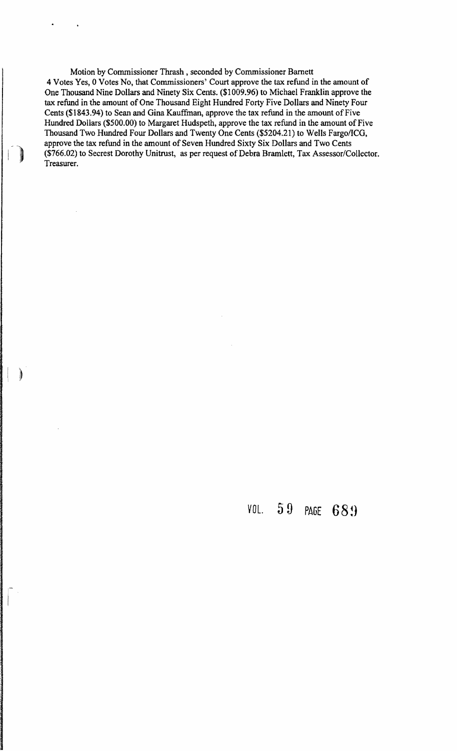Motion by Commissioner Thrash , seconded by Commissioner Barnett
4 Votes Yes, 0 Votes No, that Commissioners' Court approve the tax refund in the amount of One Thousand Nine Dollars and Ninety Six Cents. ($1009.96) to Michael Franklin approve the tax refund in the amount of One Thousand Eight Hundred Forty Five Dollars and Ninety Four Cents ($1843.94) to Sean and Gina Kauffman, approve the tax refund in the amount of Five Hundred Dollars ($500.00) to Margaret Hudspeth, approve the tax refund in the amount of Five Thousand Two Hundred Four Dollars and Twenty One Cents ($5204.21) to Wells Fargo/ICG, approve the tax refund in the amount of Seven Hundred Sixty Six Dollars and Two Cents ($766.02) to Secrest Dorothy Unitrust, as per request of Debra Bramlett, Tax Assessor/Collector. Treasurer.

VOL. 59 PAGE 689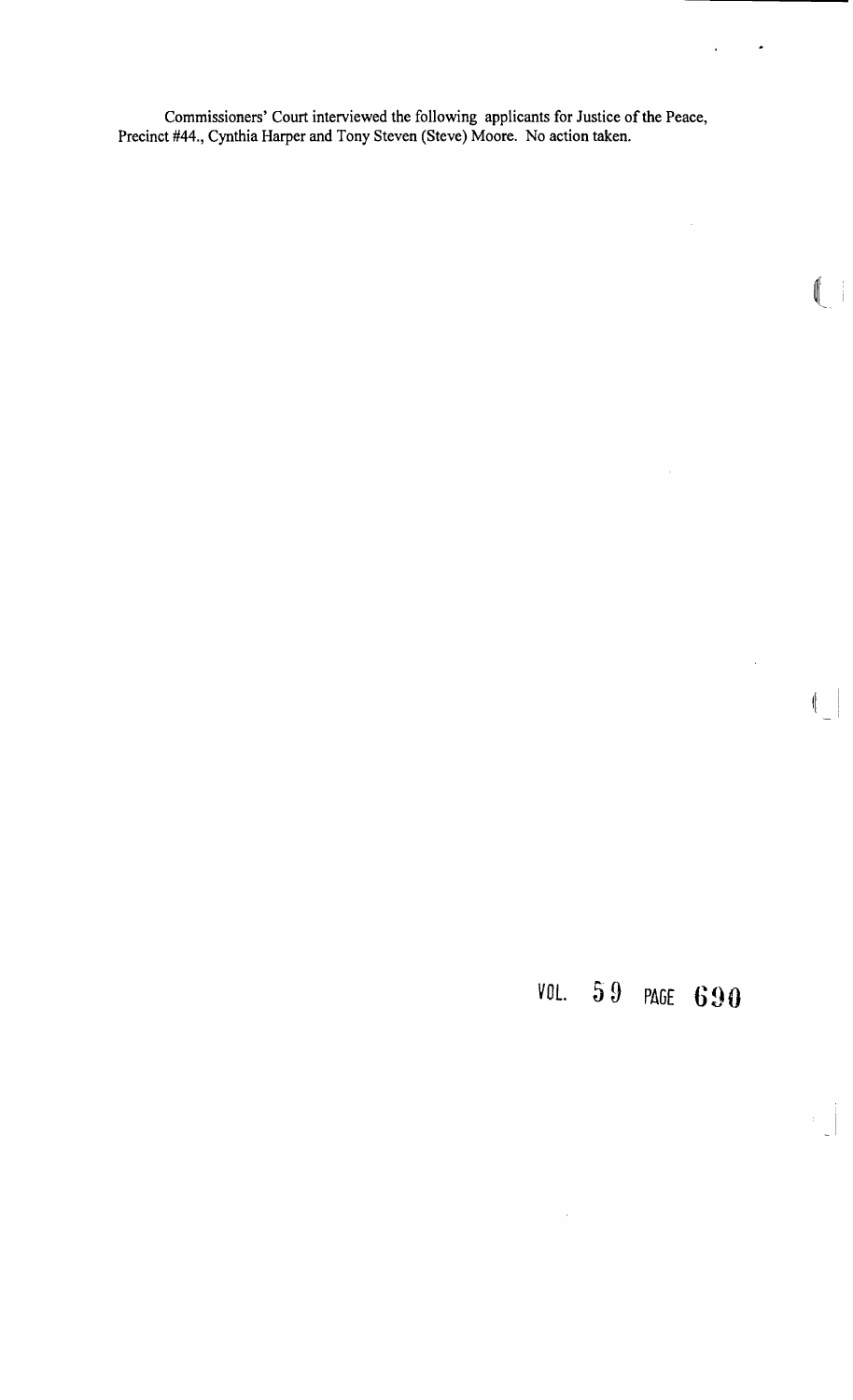Commissioners' Court interviewed the following applicants for Justice of the Peace, Precinct #44., Cynthia Harper and Tony Steven (Steve) Moore. No action taken.

VOL. 59 PAGE 690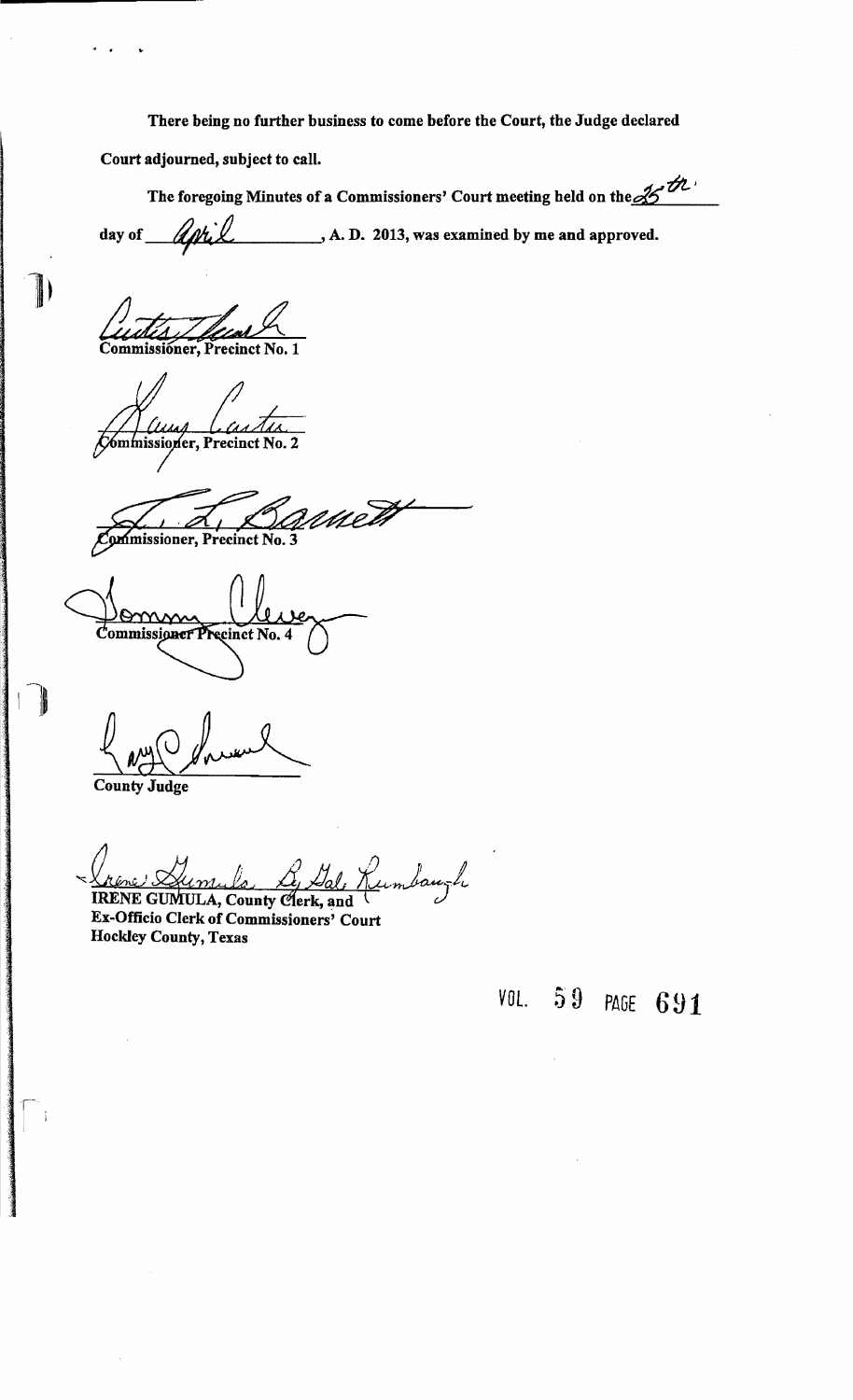**There being no further business to come before the Court, the Judge declared Court adjourned, subject to call.**

**The foregoing Minutes of a Commissioners' Court meeting held on the 25th day of April, A. D. 2013, was examined by me and approved.**

**Commissioner, Precinct No. 1**

**Commissioner, Precinct No. 2**

**Commissioner, Precinct No. 3**

**Commissioner Precinct No. 4**

**County Judge**

**IRENE GUMULA, County Clerk, and**
**Ex-Officio Clerk of Commissioners' Court**
**Hockley County, Texas**

VOL. 59 PAGE 691